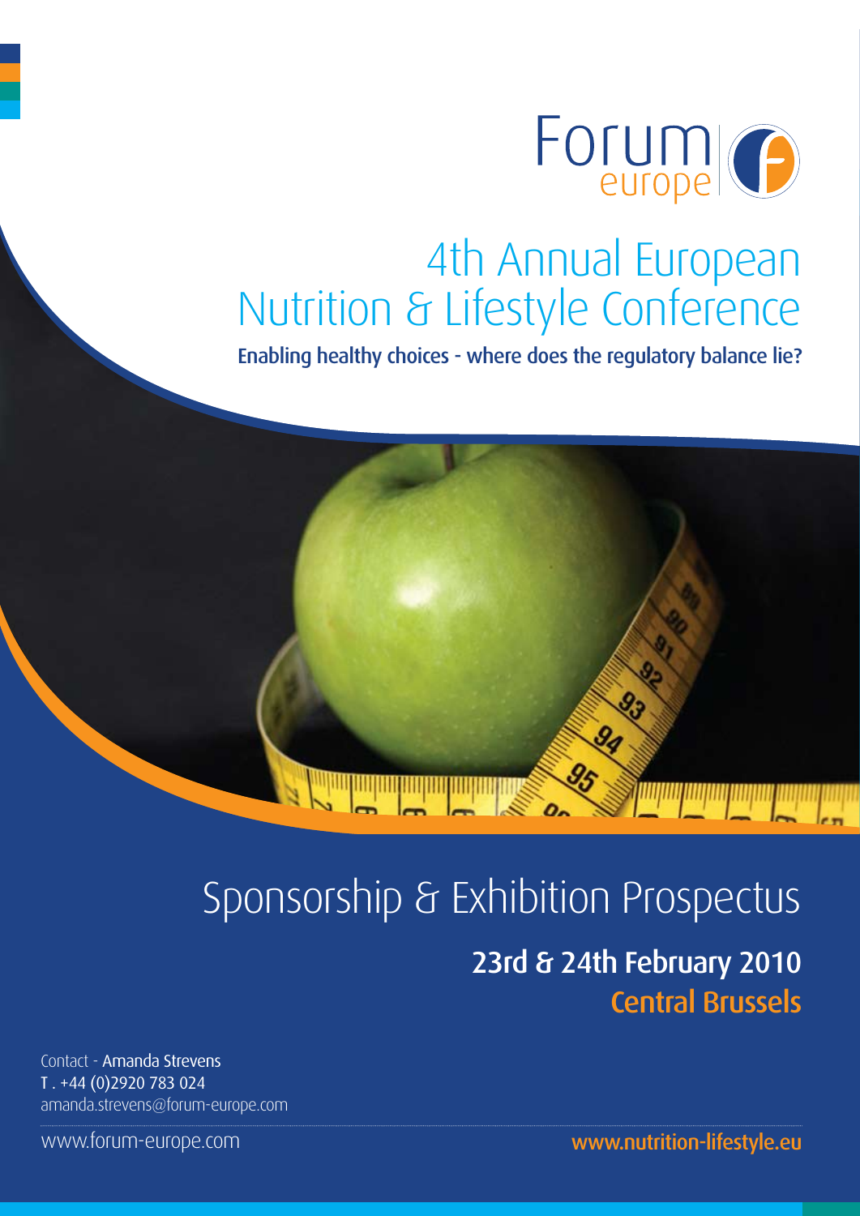Forum europe

# 4th Annual European Nutrition & Lifestyle Conference

**Enabling healthy choices - where does the regulatory balance lie?**

## Sponsorship & Exhibition Prospectus

**23rd & 24th February 2010**

**Central Brussels**

Contact - **Amanda Strevens**
T . +44 (0)2920 783 024
amanda.strevens@forum-europe.com

www.forum-europe.com

**www.nutrition-lifestyle.eu**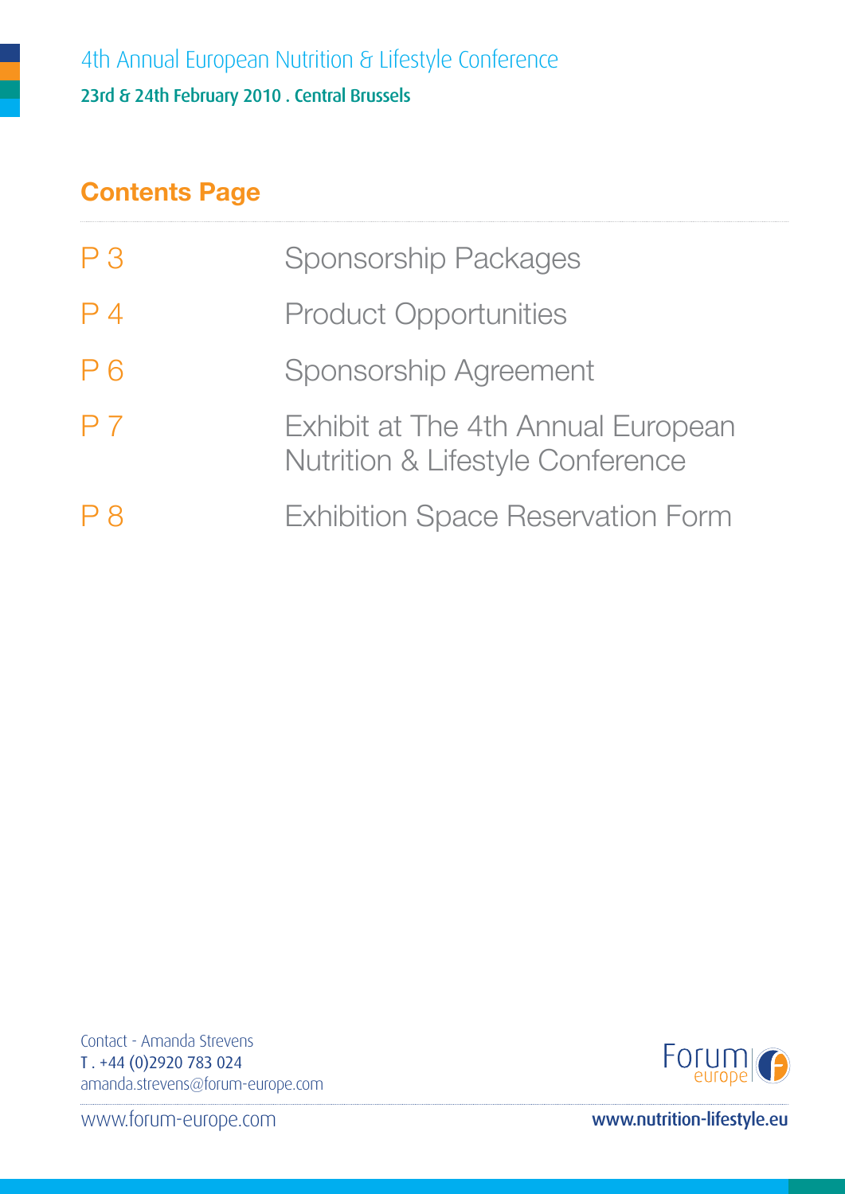## Contents Page

| | |
|---|---|
| P 3 | Sponsorship Packages |
| P 4 | Product Opportunities |
| P 6 | Sponsorship Agreement |
| P 7 | Exhibit at The 4th Annual European Nutrition & Lifestyle Conference |
| P 8 | Exhibition Space Reservation Form |

Contact - Amanda Strevens
T . +44 (0)2920 783 024
amanda.strevens@forum-europe.com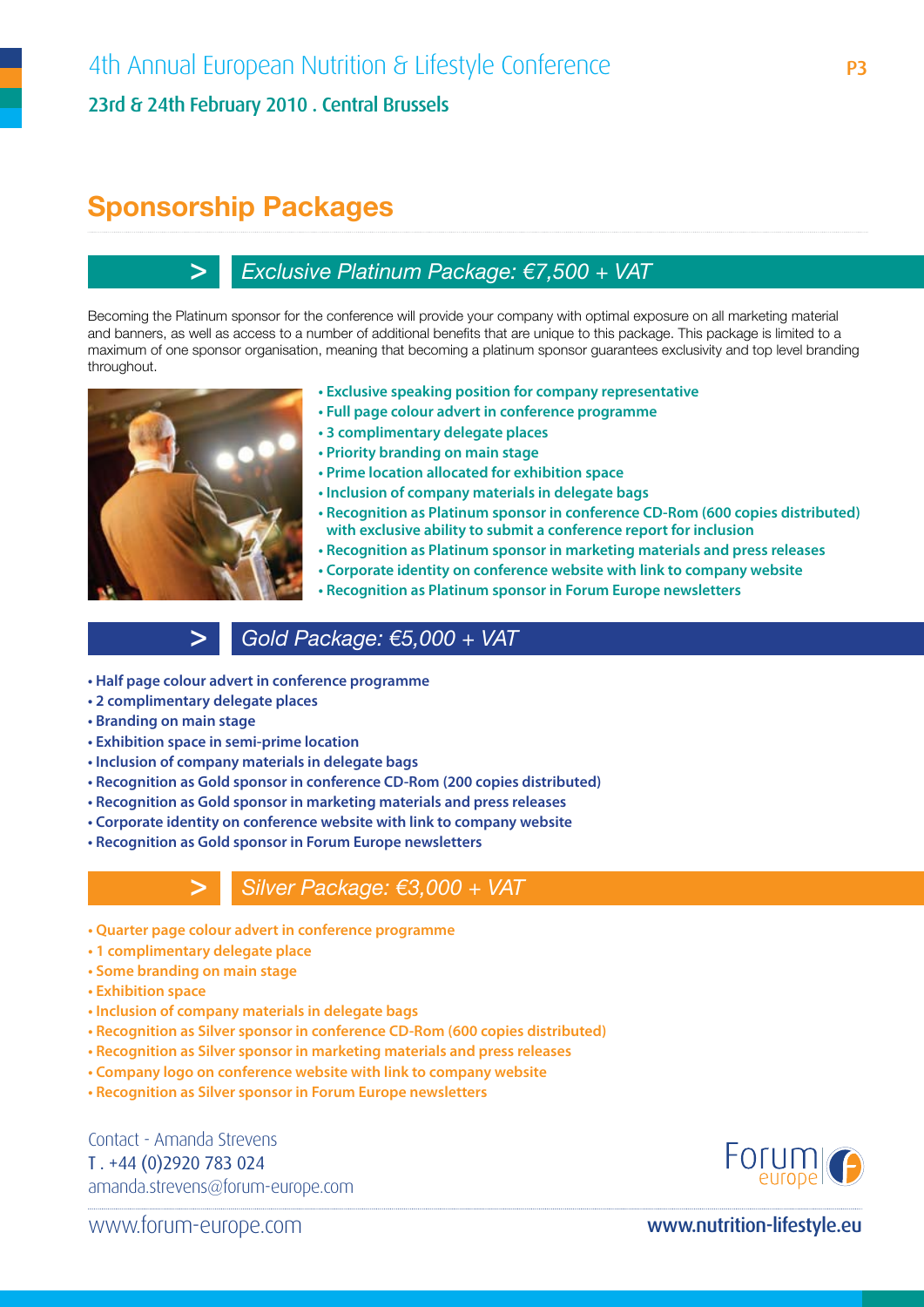# Sponsorship Packages

## > Exclusive Platinum Package: €7,500 + VAT

Becoming the Platinum sponsor for the conference will provide your company with optimal exposure on all marketing material and banners, as well as access to a number of additional benefits that are unique to this package. This package is limited to a maximum of one sponsor organisation, meaning that becoming a platinum sponsor guarantees exclusivity and top level branding throughout.

- **Exclusive speaking position for company representative**
- **Full page colour advert in conference programme**
- **3 complimentary delegate places**
- **Priority branding on main stage**
- **Prime location allocated for exhibition space**
- **Inclusion of company materials in delegate bags**
- **Recognition as Platinum sponsor in conference CD-Rom (600 copies distributed) with exclusive ability to submit a conference report for inclusion**
- **Recognition as Platinum sponsor in marketing materials and press releases**
- **Corporate identity on conference website with link to company website**
- **Recognition as Platinum sponsor in Forum Europe newsletters**

## > Gold Package: €5,000 + VAT

- **Half page colour advert in conference programme**
- **2 complimentary delegate places**
- **Branding on main stage**
- **Exhibition space in semi-prime location**
- **Inclusion of company materials in delegate bags**
- **Recognition as Gold sponsor in conference CD-Rom (200 copies distributed)**
- **Recognition as Gold sponsor in marketing materials and press releases**
- **Corporate identity on conference website with link to company website**
- **Recognition as Gold sponsor in Forum Europe newsletters**

## > Silver Package: €3,000 + VAT

- **Quarter page colour advert in conference programme**
- **1 complimentary delegate place**
- **Some branding on main stage**
- **Exhibition space**
- **Inclusion of company materials in delegate bags**
- **Recognition as Silver sponsor in conference CD-Rom (600 copies distributed)**
- **Recognition as Silver sponsor in marketing materials and press releases**
- **Company logo on conference website with link to company website**
- **Recognition as Silver sponsor in Forum Europe newsletters**

Contact - Amanda Strevens
T . +44 (0)2920 783 024
amanda.strevens@forum-europe.com

Forum europe

www.forum-europe.com

**www.nutrition-lifestyle.eu**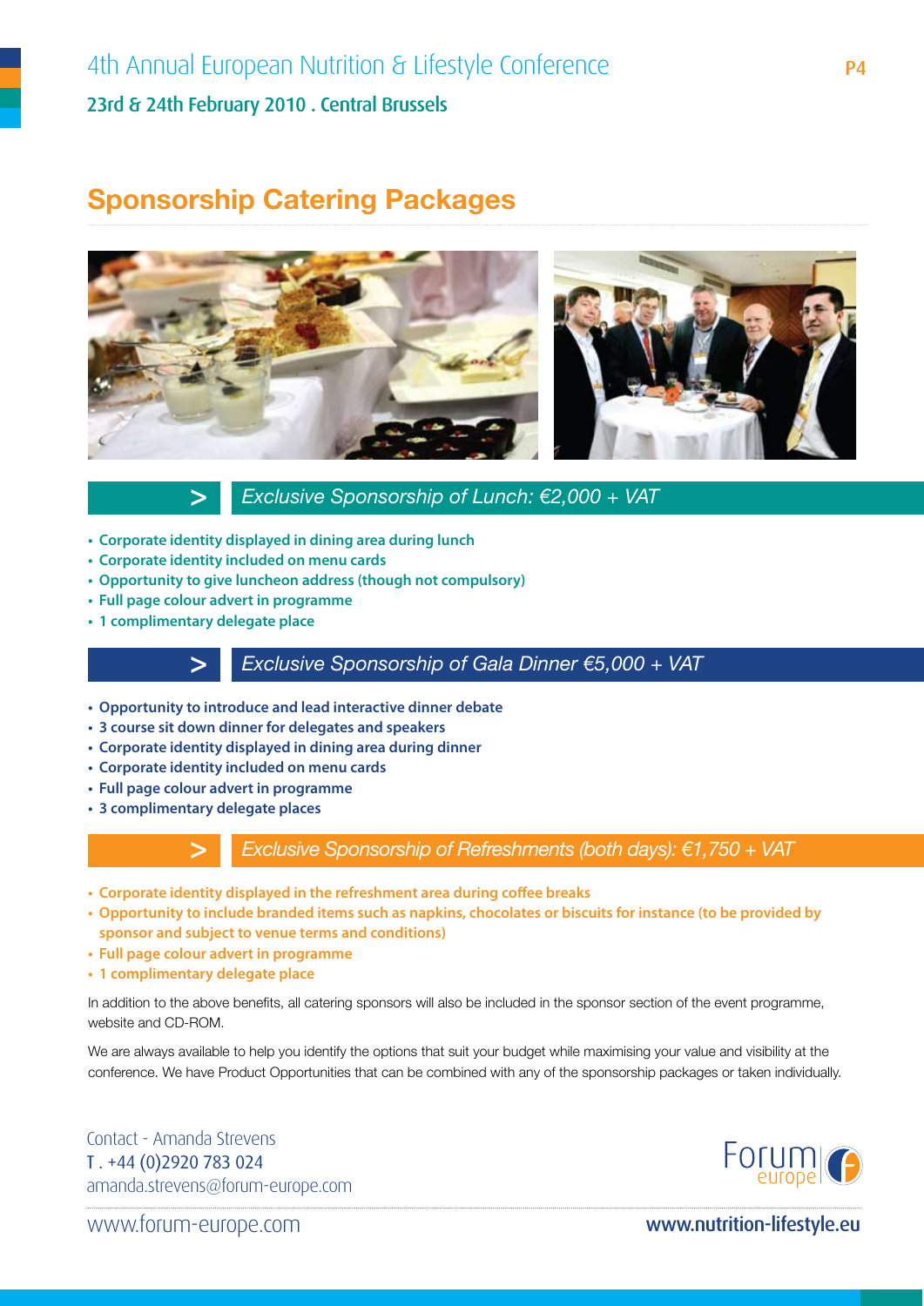# Sponsorship Catering Packages

## Exclusive Sponsorship of Lunch: €2,000 + VAT

- Corporate identity displayed in dining area during lunch
- Corporate identity included on menu cards
- Opportunity to give luncheon address (though not compulsory)
- Full page colour advert in programme
- 1 complimentary delegate place

## Exclusive Sponsorship of Gala Dinner €5,000 + VAT

- Opportunity to introduce and lead interactive dinner debate
- 3 course sit down dinner for delegates and speakers
- Corporate identity displayed in dining area during dinner
- Corporate identity included on menu cards
- Full page colour advert in programme
- 3 complimentary delegate places

## Exclusive Sponsorship of Refreshments (both days): €1,750 + VAT

- Corporate identity displayed in the refreshment area during coffee breaks
- Opportunity to include branded items such as napkins, chocolates or biscuits for instance (to be provided by sponsor and subject to venue terms and conditions)
- Full page colour advert in programme
- 1 complimentary delegate place

In addition to the above benefits, all catering sponsors will also be included in the sponsor section of the event programme, website and CD-ROM.

We are always available to help you identify the options that suit your budget while maximising your value and visibility at the conference. We have Product Opportunities that can be combined with any of the sponsorship packages or taken individually.

Contact - Amanda Strevens
T . +44 (0)2920 783 024
amanda.strevens@forum-europe.com

www.forum-europe.com

www.nutrition-lifestyle.eu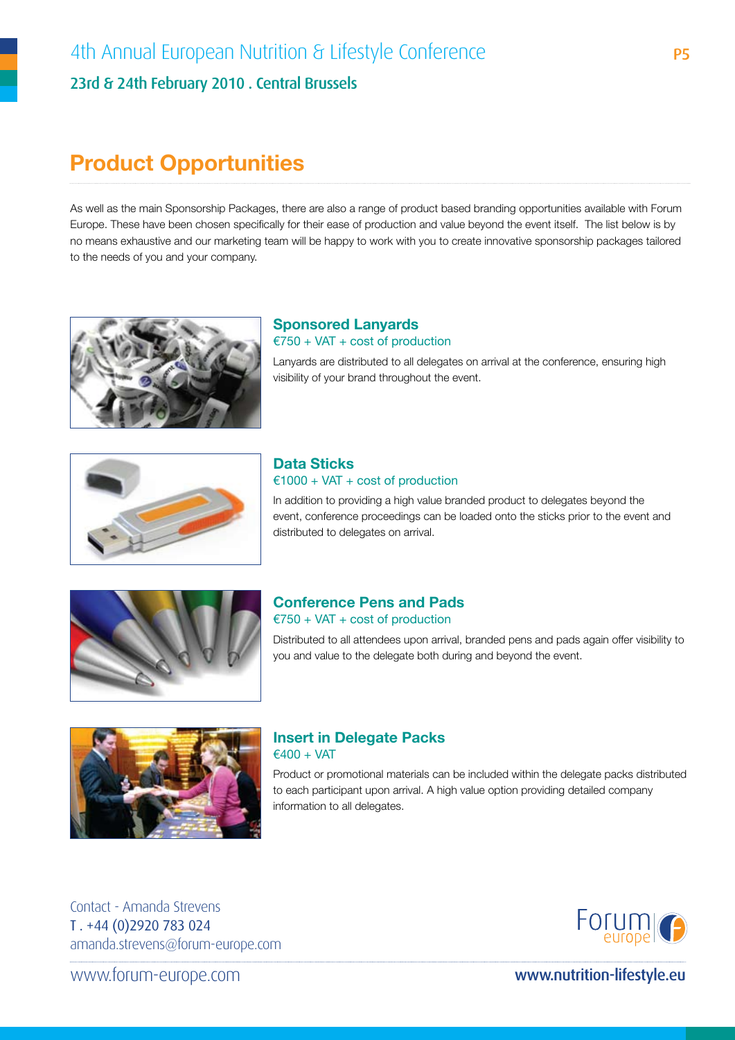# Product Opportunities

As well as the main Sponsorship Packages, there are also a range of product based branding opportunities available with Forum Europe. These have been chosen specifically for their ease of production and value beyond the event itself. The list below is by no means exhaustive and our marketing team will be happy to work with you to create innovative sponsorship packages tailored to the needs of you and your company.

## Sponsored Lanyards

€750 + VAT + cost of production

Lanyards are distributed to all delegates on arrival at the conference, ensuring high visibility of your brand throughout the event.

## Data Sticks

€1000 + VAT + cost of production

In addition to providing a high value branded product to delegates beyond the event, conference proceedings can be loaded onto the sticks prior to the event and distributed to delegates on arrival.

## Conference Pens and Pads

€750 + VAT + cost of production

Distributed to all attendees upon arrival, branded pens and pads again offer visibility to you and value to the delegate both during and beyond the event.

## Insert in Delegate Packs

€400 + VAT

Product or promotional materials can be included within the delegate packs distributed to each participant upon arrival. A high value option providing detailed company information to all delegates.

Contact - Amanda Strevens
T . +44 (0)2920 783 024
amanda.strevens@forum-europe.com

www.forum-europe.com

www.nutrition-lifestyle.eu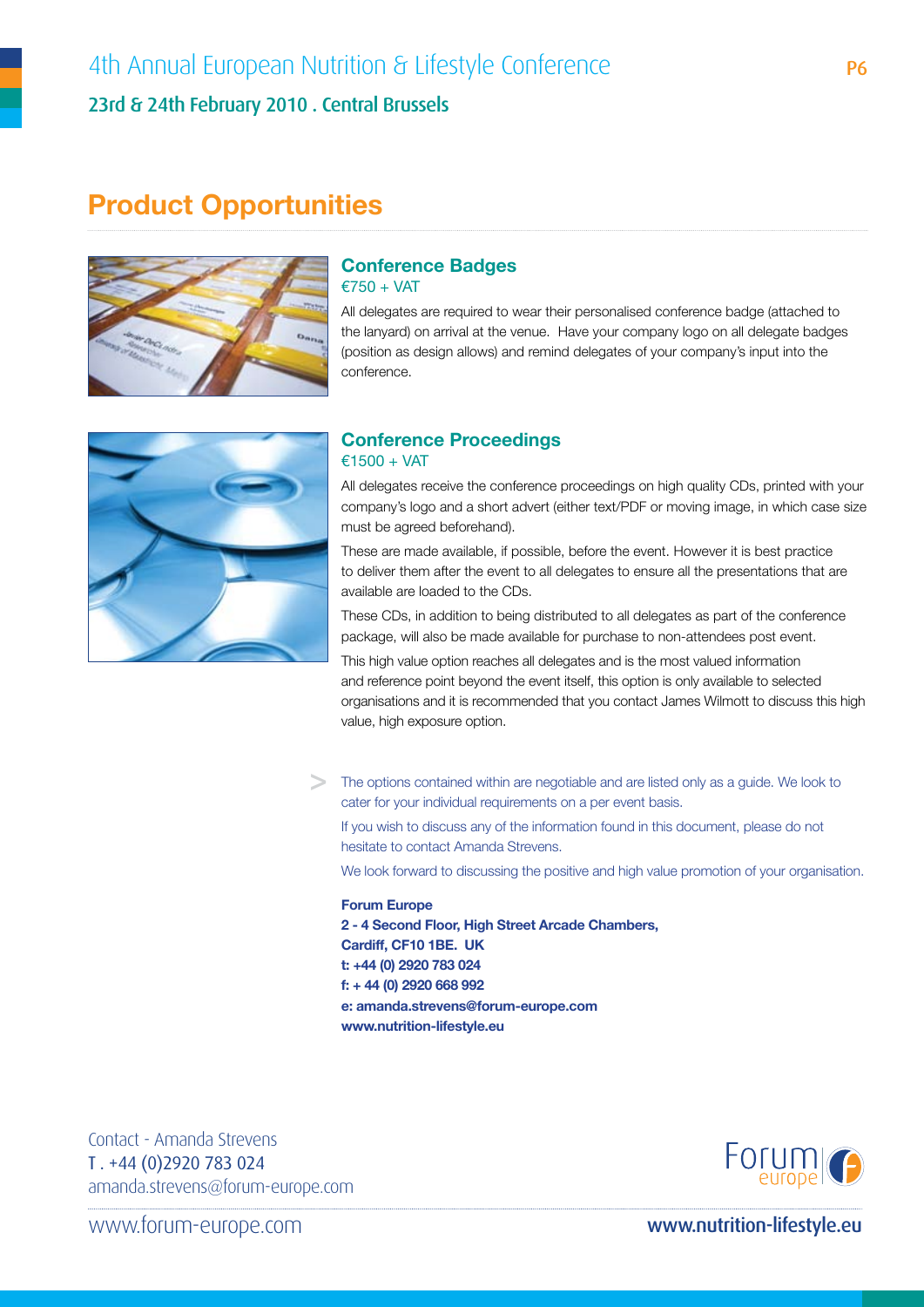## Product Opportunities

### Conference Badges

€750 + VAT

All delegates are required to wear their personalised conference badge (attached to the lanyard) on arrival at the venue. Have your company logo on all delegate badges (position as design allows) and remind delegates of your company's input into the conference.

### Conference Proceedings

€1500 + VAT

All delegates receive the conference proceedings on high quality CDs, printed with your company's logo and a short advert (either text/PDF or moving image, in which case size must be agreed beforehand).

These are made available, if possible, before the event. However it is best practice to deliver them after the event to all delegates to ensure all the presentations that are available are loaded to the CDs.

These CDs, in addition to being distributed to all delegates as part of the conference package, will also be made available for purchase to non-attendees post event.

This high value option reaches all delegates and is the most valued information and reference point beyond the event itself, this option is only available to selected organisations and it is recommended that you contact James Wilmott to discuss this high value, high exposure option.

> The options contained within are negotiable and are listed only as a guide. We look to cater for your individual requirements on a per event basis.
>
> If you wish to discuss any of the information found in this document, please do not hesitate to contact Amanda Strevens.
>
> We look forward to discussing the positive and high value promotion of your organisation.

**Forum Europe**
**2 - 4 Second Floor, High Street Arcade Chambers,**
**Cardiff, CF10 1BE. UK**
**t: +44 (0) 2920 783 024**
**f: + 44 (0) 2920 668 992**
**e: amanda.strevens@forum-europe.com**
**www.nutrition-lifestyle.eu**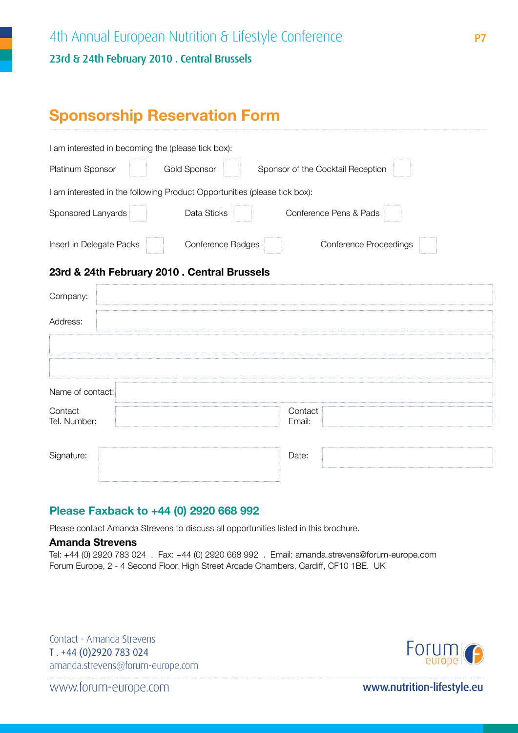# Sponsorship Reservation Form

I am interested in becoming the (please tick box):

Platinum Sponsor ☐ Gold Sponsor ☐ Sponsor of the Cocktail Reception ☐

I am interested in the following Product Opportunities (please tick box):

Sponsored Lanyards ☐ Data Sticks ☐ Conference Pens & Pads ☐

Insert in Delegate Packs ☐ Conference Badges ☐ Conference Proceedings ☐

### 23rd & 24th February 2010 . Central Brussels

Company:

Address:

Name of contact:

Contact Tel. Number:

Contact Email:

Signature:

Date:

## Please Faxback to +44 (0) 2920 668 992

Please contact Amanda Strevens to discuss all opportunities listed in this brochure.

**Amanda Strevens**

Tel: +44 (0) 2920 783 024 . Fax: +44 (0) 2920 668 992 . Email: amanda.strevens@forum-europe.com

Forum Europe, 2 - 4 Second Floor, High Street Arcade Chambers, Cardiff, CF10 1BE. UK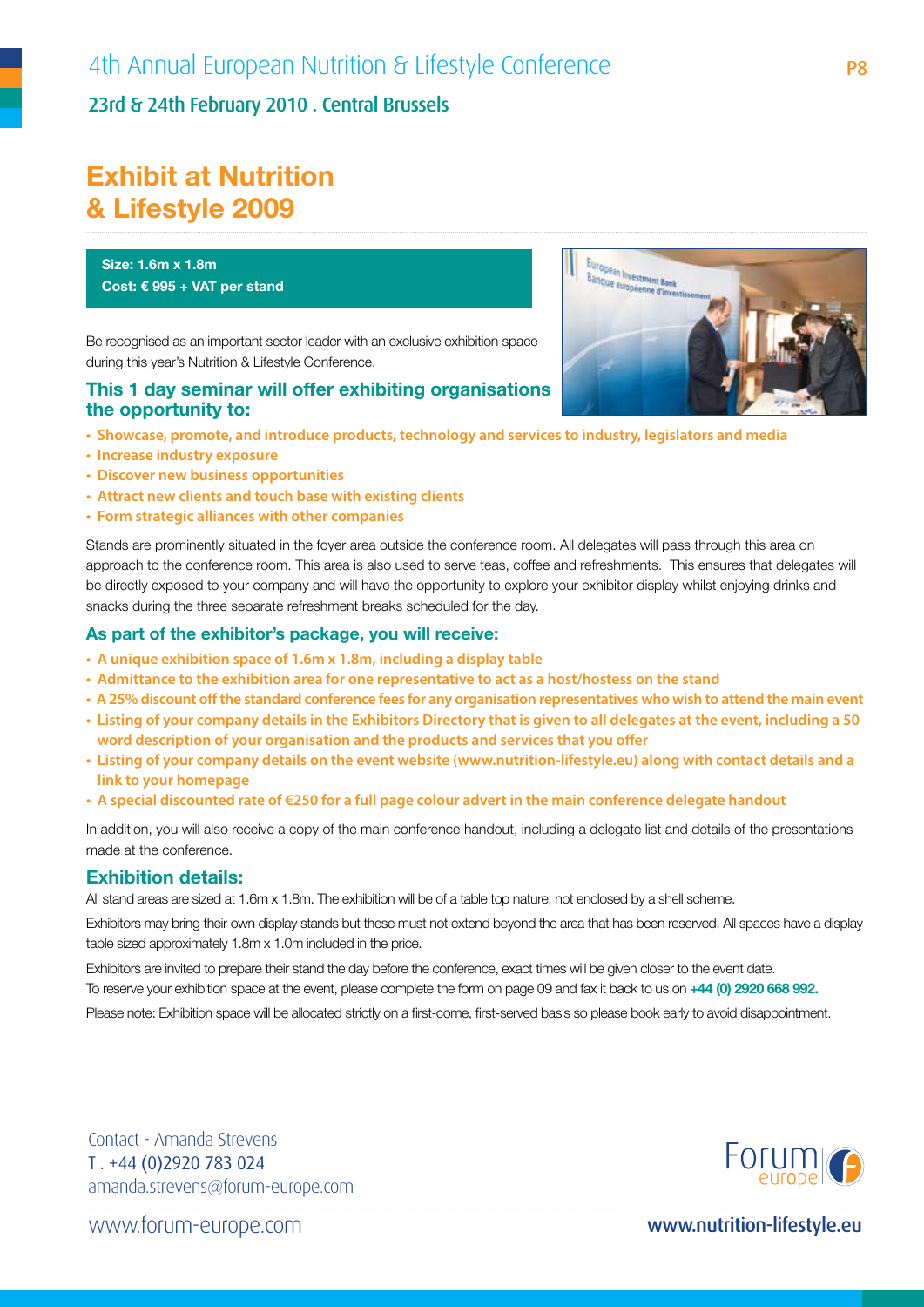# Exhibit at Nutrition & Lifestyle 2009

**Size: 1.6m x 1.8m**
**Cost: € 995 + VAT per stand**

Be recognised as an important sector leader with an exclusive exhibition space during this year's Nutrition & Lifestyle Conference.

### This 1 day seminar will offer exhibiting organisations the opportunity to:

- Showcase, promote, and introduce products, technology and services to industry, legislators and media
- Increase industry exposure
- Discover new business opportunities
- Attract new clients and touch base with existing clients
- Form strategic alliances with other companies

Stands are prominently situated in the foyer area outside the conference room. All delegates will pass through this area on approach to the conference room. This area is also used to serve teas, coffee and refreshments. This ensures that delegates will be directly exposed to your company and will have the opportunity to explore your exhibitor display whilst enjoying drinks and snacks during the three separate refreshment breaks scheduled for the day.

### As part of the exhibitor's package, you will receive:

- A unique exhibition space of 1.6m x 1.8m, including a display table
- Admittance to the exhibition area for one representative to act as a host/hostess on the stand
- A 25% discount off the standard conference fees for any organisation representatives who wish to attend the main event
- Listing of your company details in the Exhibitors Directory that is given to all delegates at the event, including a 50 word description of your organisation and the products and services that you offer
- Listing of your company details on the event website (www.nutrition-lifestyle.eu) along with contact details and a link to your homepage
- A special discounted rate of €250 for a full page colour advert in the main conference delegate handout

In addition, you will also receive a copy of the main conference handout, including a delegate list and details of the presentations made at the conference.

### Exhibition details:

All stand areas are sized at 1.6m x 1.8m. The exhibition will be of a table top nature, not enclosed by a shell scheme.

Exhibitors may bring their own display stands but these must not extend beyond the area that has been reserved. All spaces have a display table sized approximately 1.8m x 1.0m included in the price.

Exhibitors are invited to prepare their stand the day before the conference, exact times will be given closer to the event date.
To reserve your exhibition space at the event, please complete the form on page 09 and fax it back to us on **+44 (0) 2920 668 992.**

Please note: Exhibition space will be allocated strictly on a first-come, first-served basis so please book early to avoid disappointment.

Contact - Amanda Strevens
T . +44 (0)2920 783 024
amanda.strevens@forum-europe.com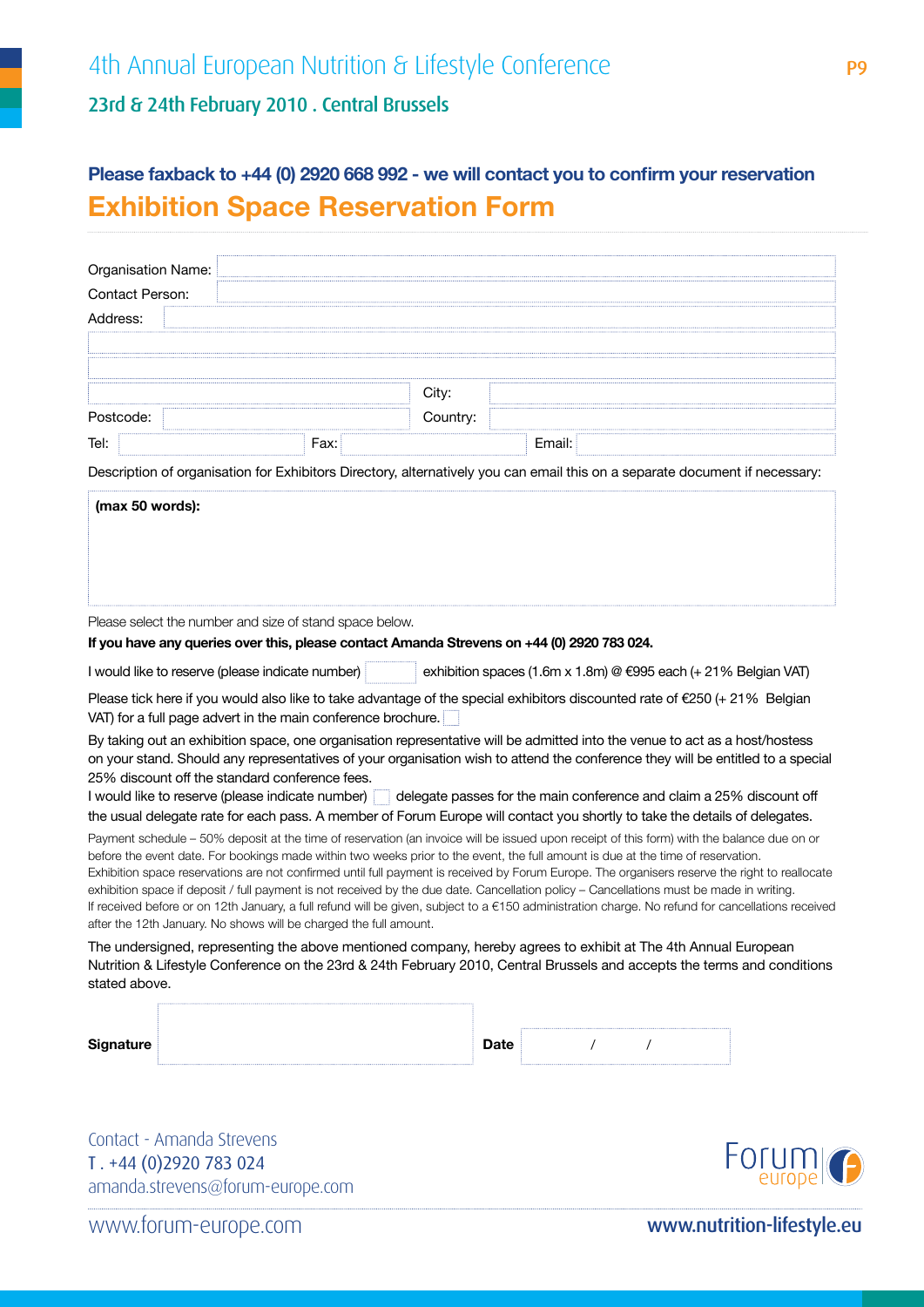Please faxback to +44 (0) 2920 668 992 - we will contact you to confirm your reservation

# Exhibition Space Reservation Form

Organisation Name:

Contact Person:

Address:

City:

Postcode: Country:

Tel: Fax: Email:

Description of organisation for Exhibitors Directory, alternatively you can email this on a separate document if necessary:

**(max 50 words):**

Please select the number and size of stand space below.

**If you have any queries over this, please contact Amanda Strevens on +44 (0) 2920 783 024.**

I would like to reserve (please indicate number) ☐ exhibition spaces (1.6m x 1.8m) @ €995 each (+ 21% Belgian VAT)

Please tick here if you would also like to take advantage of the special exhibitors discounted rate of €250 (+ 21% Belgian VAT) for a full page advert in the main conference brochure. ☐

By taking out an exhibition space, one organisation representative will be admitted into the venue to act as a host/hostess on your stand. Should any representatives of your organisation wish to attend the conference they will be entitled to a special 25% discount off the standard conference fees.

I would like to reserve (please indicate number) ☐ delegate passes for the main conference and claim a 25% discount off the usual delegate rate for each pass. A member of Forum Europe will contact you shortly to take the details of delegates.

Payment schedule – 50% deposit at the time of reservation (an invoice will be issued upon receipt of this form) with the balance due on or before the event date. For bookings made within two weeks prior to the event, the full amount is due at the time of reservation. Exhibition space reservations are not confirmed until full payment is received by Forum Europe. The organisers reserve the right to reallocate exhibition space if deposit / full payment is not received by the due date. Cancellation policy – Cancellations must be made in writing. If received before or on 12th January, a full refund will be given, subject to a €150 administration charge. No refund for cancellations received after the 12th January. No shows will be charged the full amount.

The undersigned, representing the above mentioned company, hereby agrees to exhibit at The 4th Annual European Nutrition & Lifestyle Conference on the 23rd & 24th February 2010, Central Brussels and accepts the terms and conditions stated above.

**Signature** **Date** / /

Contact - Amanda Strevens
T . +44 (0)2920 783 024
amanda.strevens@forum-europe.com

Forum europe

www.forum-europe.com

www.nutrition-lifestyle.eu